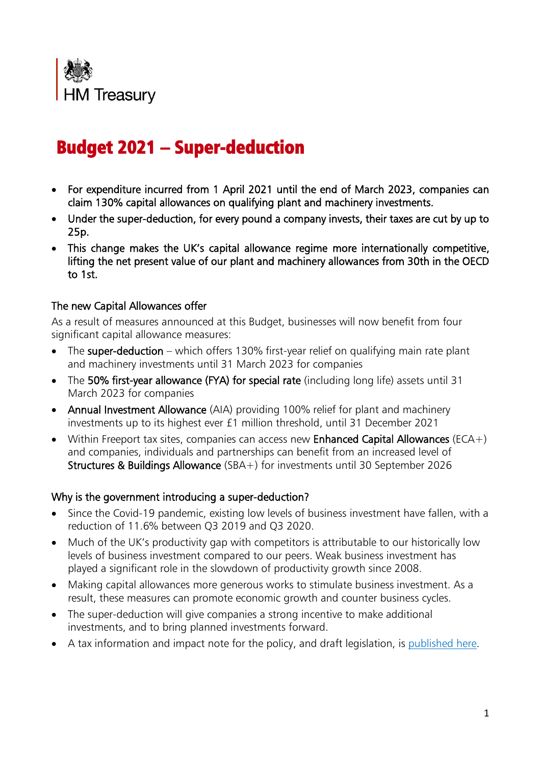HM Treasury

# Budget 2021 – Super-deduction

- For expenditure incurred from 1 April 2021 until the end of March 2023, companies can claim 130% capital allowances on qualifying plant and machinery investments.
- Under the super-deduction, for every pound a company invests, their taxes are cut by up to 25p.
- This change makes the UK's capital allowance regime more internationally competitive, lifting the net present value of our plant and machinery allowances from 30th in the OECD to 1st.

## The new Capital Allowances offer

As a result of measures announced at this Budget, businesses will now benefit from four significant capital allowance measures:

- The **super-deduction** – which offers 130% first-year relief on qualifying main rate plant and machinery investments until 31 March 2023 for companies
- The **50% first-year allowance (FYA) for special rate** (including long life) assets until 31 March 2023 for companies
- **Annual Investment Allowance** (AIA) providing 100% relief for plant and machinery investments up to its highest ever £1 million threshold, until 31 December 2021
- Within Freeport tax sites, companies can access new **Enhanced Capital Allowances** (ECA+) and companies, individuals and partnerships can benefit from an increased level of **Structures & Buildings Allowance** (SBA+) for investments until 30 September 2026

## Why is the government introducing a super-deduction?

- Since the Covid-19 pandemic, existing low levels of business investment have fallen, with a reduction of 11.6% between Q3 2019 and Q3 2020.
- Much of the UK's productivity gap with competitors is attributable to our historically low levels of business investment compared to our peers. Weak business investment has played a significant role in the slowdown of productivity growth since 2008.
- Making capital allowances more generous works to stimulate business investment. As a result, these measures can promote economic growth and counter business cycles.
- The super-deduction will give companies a strong incentive to make additional investments, and to bring planned investments forward.
- A tax information and impact note for the policy, and draft legislation, is published here.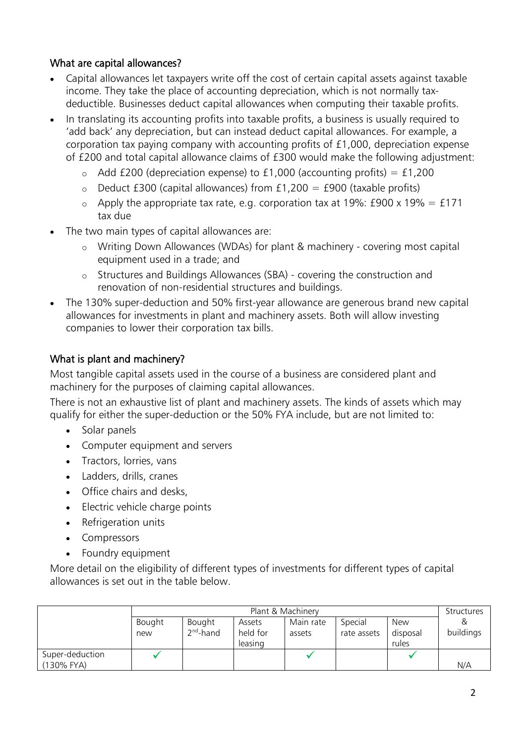## What are capital allowances?

- Capital allowances let taxpayers write off the cost of certain capital assets against taxable income. They take the place of accounting depreciation, which is not normally tax-deductible. Businesses deduct capital allowances when computing their taxable profits.
- In translating its accounting profits into taxable profits, a business is usually required to 'add back' any depreciation, but can instead deduct capital allowances. For example, a corporation tax paying company with accounting profits of £1,000, depreciation expense of £200 and total capital allowance claims of £300 would make the following adjustment:
  - Add £200 (depreciation expense) to £1,000 (accounting profits) = £1,200
  - Deduct £300 (capital allowances) from £1,200 = £900 (taxable profits)
  - Apply the appropriate tax rate, e.g. corporation tax at 19%: £900 x 19% = £171 tax due
- The two main types of capital allowances are:
  - Writing Down Allowances (WDAs) for plant & machinery - covering most capital equipment used in a trade; and
  - Structures and Buildings Allowances (SBA) - covering the construction and renovation of non-residential structures and buildings.
- The 130% super-deduction and 50% first-year allowance are generous brand new capital allowances for investments in plant and machinery assets. Both will allow investing companies to lower their corporation tax bills.

## What is plant and machinery?

Most tangible capital assets used in the course of a business are considered plant and machinery for the purposes of claiming capital allowances.

There is not an exhaustive list of plant and machinery assets. The kinds of assets which may qualify for either the super-deduction or the 50% FYA include, but are not limited to:

- Solar panels
- Computer equipment and servers
- Tractors, lorries, vans
- Ladders, drills, cranes
- Office chairs and desks,
- Electric vehicle charge points
- Refrigeration units
- Compressors
- Foundry equipment

More detail on the eligibility of different types of investments for different types of capital allowances is set out in the table below.

| | Plant & Machinery | | | | | | Structures & buildings |
|---|---|---|---|---|---|---|---|
| | Bought new | Bought 2nd-hand | Assets held for leasing | Main rate assets | Special rate assets | New disposal rules | |
| Super-deduction (130% FYA) | ✓ | | | ✓ | | ✓ | N/A |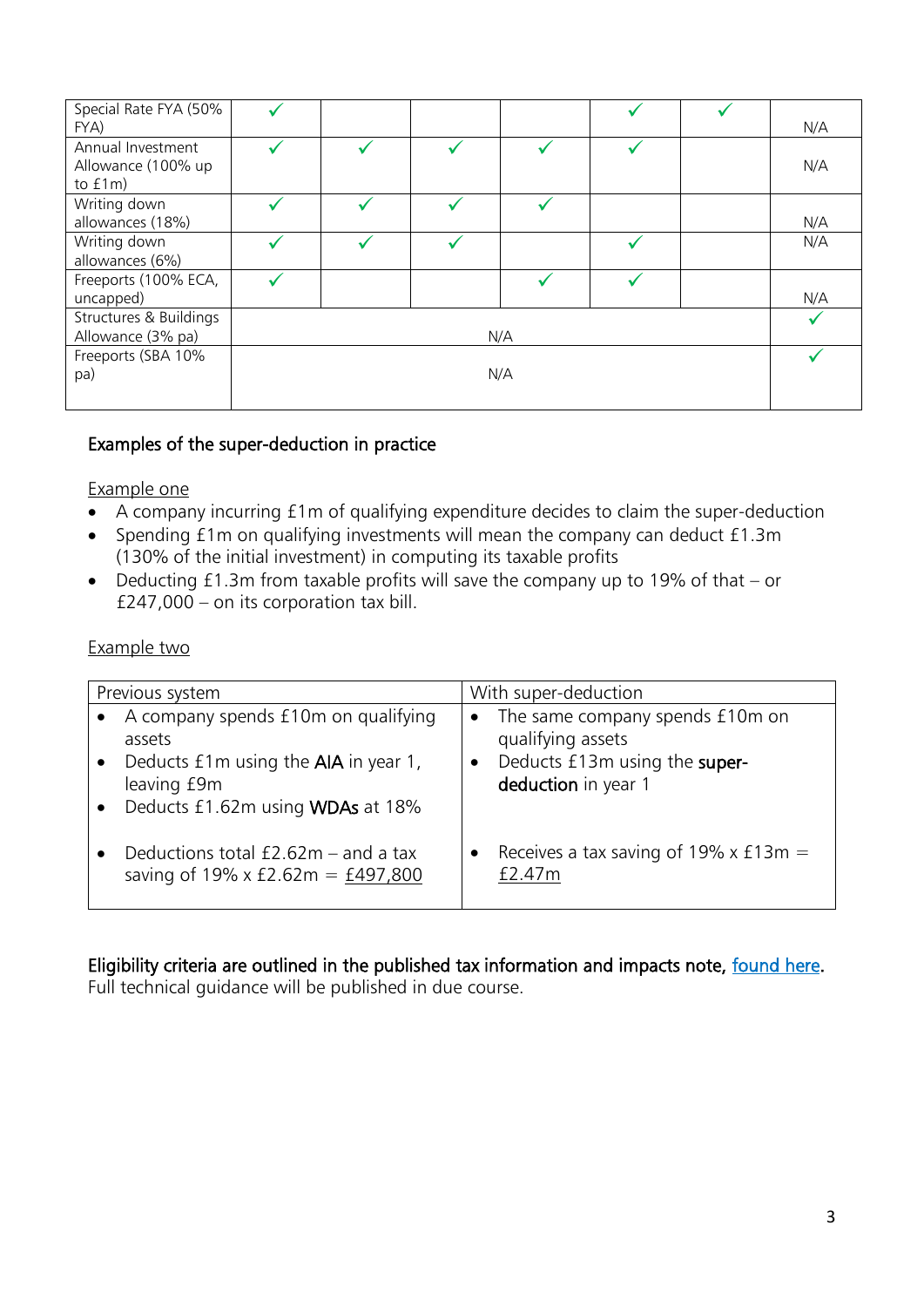| | | | | | | | |
|---|---|---|---|---|---|---|---|
| Special Rate FYA (50% FYA) | ✓ | | | | ✓ | ✓ | N/A |
| Annual Investment Allowance (100% up to £1m) | ✓ | ✓ | ✓ | ✓ | ✓ | | N/A |
| Writing down allowances (18%) | ✓ | ✓ | ✓ | ✓ | | | N/A |
| Writing down allowances (6%) | ✓ | ✓ | ✓ | | ✓ | | N/A |
| Freeports (100% ECA, uncapped) | ✓ | | | ✓ | ✓ | | N/A |
| Structures & Buildings Allowance (3% pa) | N/A | | | | | | ✓ |
| Freeports (SBA 10% pa) | N/A | | | | | | ✓ |

## Examples of the super-deduction in practice

Example one

- A company incurring £1m of qualifying expenditure decides to claim the super-deduction
- Spending £1m on qualifying investments will mean the company can deduct £1.3m (130% of the initial investment) in computing its taxable profits
- Deducting £1.3m from taxable profits will save the company up to 19% of that – or £247,000 – on its corporation tax bill.

Example two

| Previous system | With super-deduction |
|---|---|
| • A company spends £10m on qualifying assets<br>• Deducts £1m using the **AIA** in year 1, leaving £9m<br>• Deducts £1.62m using **WDAs** at 18%<br>• Deductions total £2.62m – and a tax saving of 19% x £2.62m = £497,800 | • The same company spends £10m on qualifying assets<br>• Deducts £13m using the **super-deduction** in year 1<br>• Receives a tax saving of 19% x £13m = £2.47m |

Eligibility criteria are outlined in the published tax information and impacts note, [found here](). Full technical guidance will be published in due course.